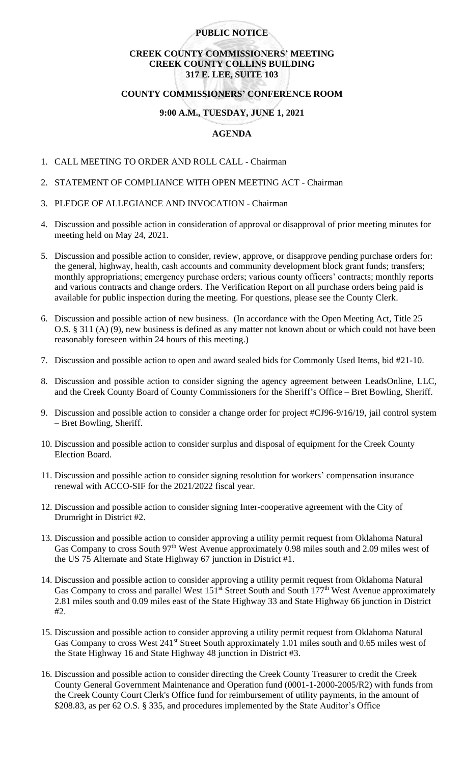**PUBLIC NOTICE**

**CREEK COUNTY COMMISSIONERS' MEETING**
**CREEK COUNTY COLLINS BUILDING**
**317 E. LEE, SUITE 103**

**COUNTY COMMISSIONERS' CONFERENCE ROOM**

**9:00 A.M., TUESDAY, JUNE 1, 2021**

**AGENDA**

1. CALL MEETING TO ORDER AND ROLL CALL - Chairman

2. STATEMENT OF COMPLIANCE WITH OPEN MEETING ACT - Chairman

3. PLEDGE OF ALLEGIANCE AND INVOCATION - Chairman

4. Discussion and possible action in consideration of approval or disapproval of prior meeting minutes for meeting held on May 24, 2021.

5. Discussion and possible action to consider, review, approve, or disapprove pending purchase orders for: the general, highway, health, cash accounts and community development block grant funds; transfers; monthly appropriations; emergency purchase orders; various county officers' contracts; monthly reports and various contracts and change orders. The Verification Report on all purchase orders being paid is available for public inspection during the meeting. For questions, please see the County Clerk.

6. Discussion and possible action of new business. (In accordance with the Open Meeting Act, Title 25 O.S. § 311 (A) (9), new business is defined as any matter not known about or which could not have been reasonably foreseen within 24 hours of this meeting.)

7. Discussion and possible action to open and award sealed bids for Commonly Used Items, bid #21-10.

8. Discussion and possible action to consider signing the agency agreement between LeadsOnline, LLC, and the Creek County Board of County Commissioners for the Sheriff's Office – Bret Bowling, Sheriff.

9. Discussion and possible action to consider a change order for project #CJ96-9/16/19, jail control system – Bret Bowling, Sheriff.

10. Discussion and possible action to consider surplus and disposal of equipment for the Creek County Election Board.

11. Discussion and possible action to consider signing resolution for workers' compensation insurance renewal with ACCO-SIF for the 2021/2022 fiscal year.

12. Discussion and possible action to consider signing Inter-cooperative agreement with the City of Drumright in District #2.

13. Discussion and possible action to consider approving a utility permit request from Oklahoma Natural Gas Company to cross South 97th West Avenue approximately 0.98 miles south and 2.09 miles west of the US 75 Alternate and State Highway 67 junction in District #1.

14. Discussion and possible action to consider approving a utility permit request from Oklahoma Natural Gas Company to cross and parallel West 151st Street South and South 177th West Avenue approximately 2.81 miles south and 0.09 miles east of the State Highway 33 and State Highway 66 junction in District #2.

15. Discussion and possible action to consider approving a utility permit request from Oklahoma Natural Gas Company to cross West 241st Street South approximately 1.01 miles south and 0.65 miles west of the State Highway 16 and State Highway 48 junction in District #3.

16. Discussion and possible action to consider directing the Creek County Treasurer to credit the Creek County General Government Maintenance and Operation fund (0001-1-2000-2005/R2) with funds from the Creek County Court Clerk's Office fund for reimbursement of utility payments, in the amount of $208.83, as per 62 O.S. § 335, and procedures implemented by the State Auditor's Office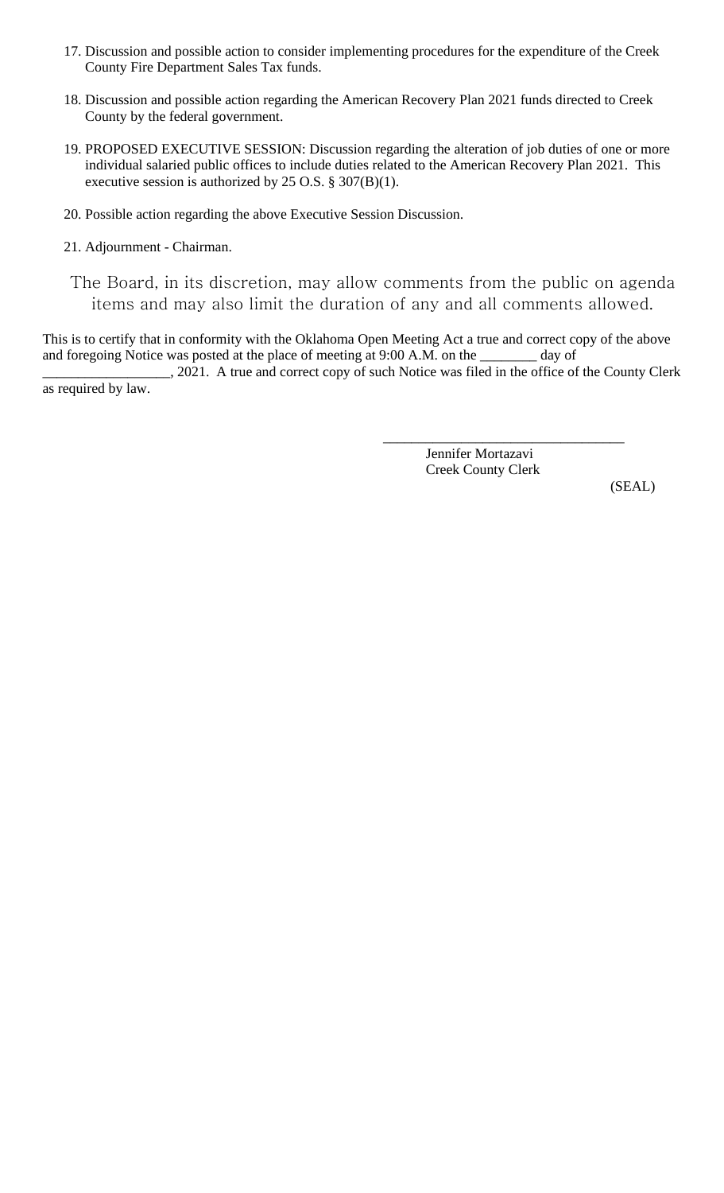17. Discussion and possible action to consider implementing procedures for the expenditure of the Creek County Fire Department Sales Tax funds.

18. Discussion and possible action regarding the American Recovery Plan 2021 funds directed to Creek County by the federal government.

19. PROPOSED EXECUTIVE SESSION: Discussion regarding the alteration of job duties of one or more individual salaried public offices to include duties related to the American Recovery Plan 2021. This executive session is authorized by 25 O.S. § 307(B)(1).

20. Possible action regarding the above Executive Session Discussion.

21. Adjournment - Chairman.

The Board, in its discretion, may allow comments from the public on agenda items and may also limit the duration of any and all comments allowed.

This is to certify that in conformity with the Oklahoma Open Meeting Act a true and correct copy of the above and foregoing Notice was posted at the place of meeting at 9:00 A.M. on the ________ day of _________________, 2021. A true and correct copy of such Notice was filed in the office of the County Clerk as required by law.

_________________________________

Jennifer Mortazavi
Creek County Clerk

(SEAL)